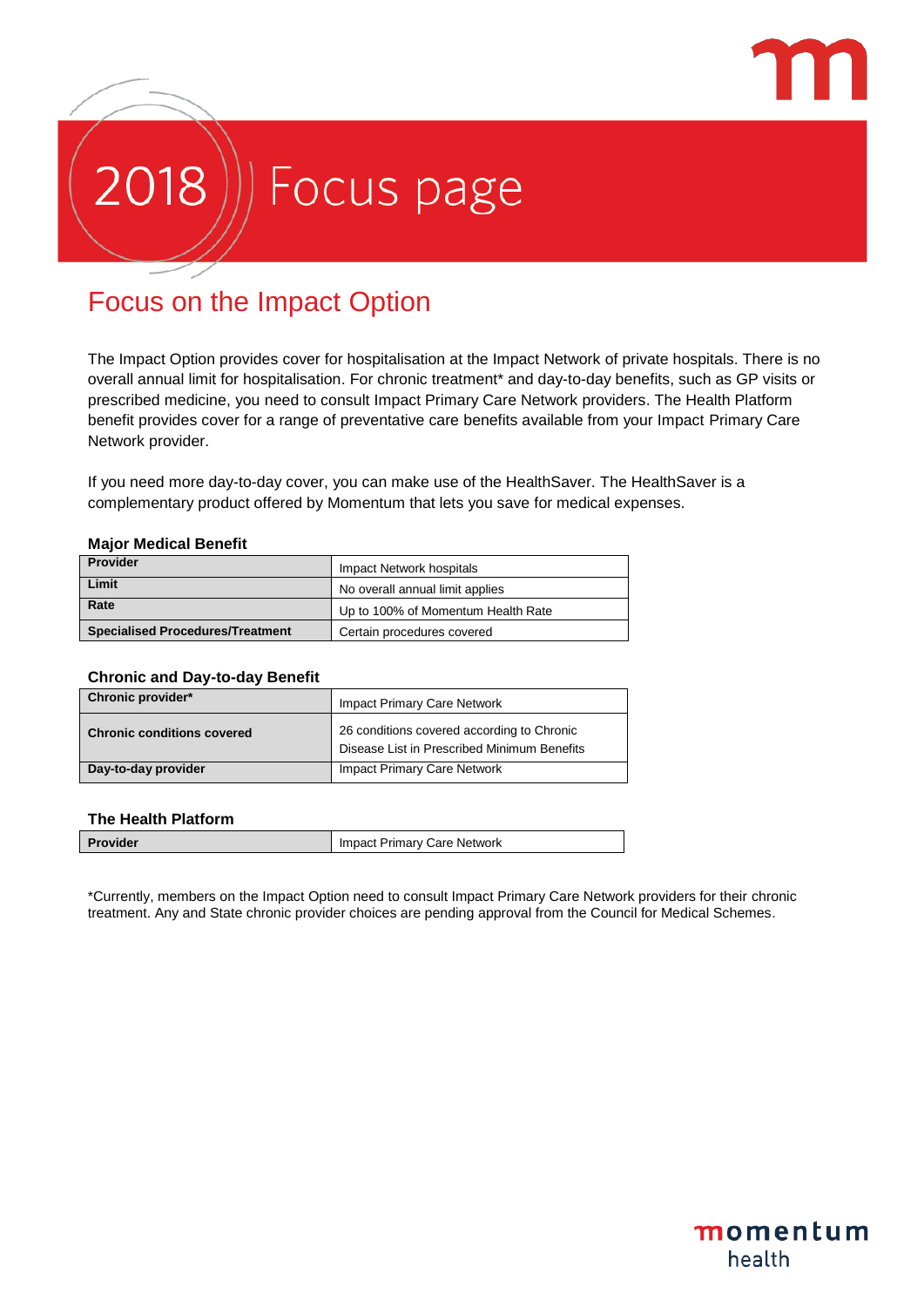# 2018 Focus page

## Focus on the Impact Option

The Impact Option provides cover for hospitalisation at the Impact Network of private hospitals. There is no overall annual limit for hospitalisation. For chronic treatment* and day-to-day benefits, such as GP visits or prescribed medicine, you need to consult Impact Primary Care Network providers. The Health Platform benefit provides cover for a range of preventative care benefits available from your Impact Primary Care Network provider.

If you need more day-to-day cover, you can make use of the HealthSaver. The HealthSaver is a complementary product offered by Momentum that lets you save for medical expenses.

### Major Medical Benefit

| | |
|---|---|
| **Provider** | Impact Network hospitals |
| **Limit** | No overall annual limit applies |
| **Rate** | Up to 100% of Momentum Health Rate |
| **Specialised Procedures/Treatment** | Certain procedures covered |

### Chronic and Day-to-day Benefit

| | |
|---|---|
| **Chronic provider*** | Impact Primary Care Network |
| **Chronic conditions covered** | 26 conditions covered according to Chronic Disease List in Prescribed Minimum Benefits |
| **Day-to-day provider** | Impact Primary Care Network |

### The Health Platform

| | |
|---|---|
| **Provider** | Impact Primary Care Network |

*Currently, members on the Impact Option need to consult Impact Primary Care Network providers for their chronic treatment. Any and State chronic provider choices are pending approval from the Council for Medical Schemes.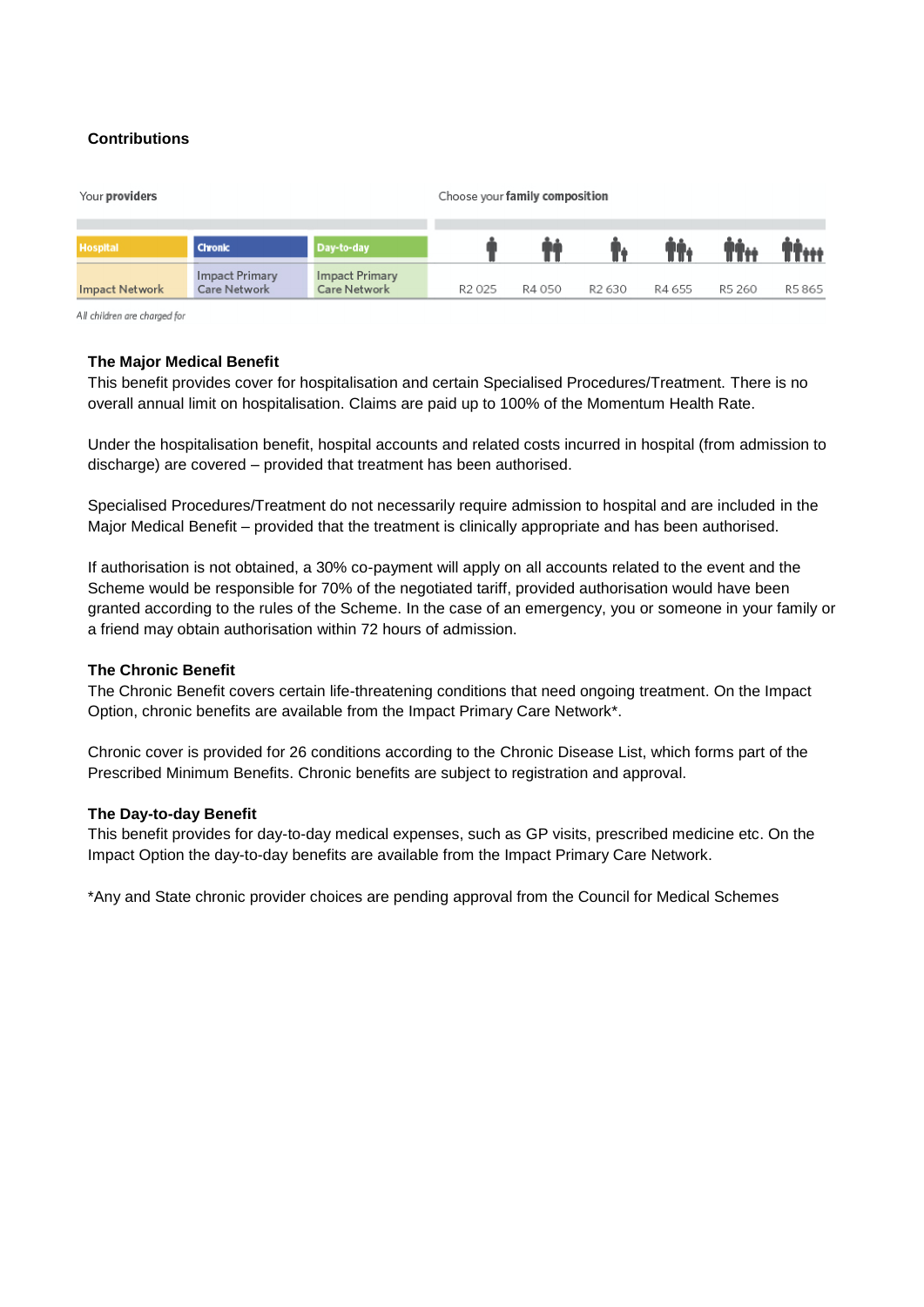**Contributions**

| Your **providers** | | | Choose your **family composition** | | | | | |
|---|---|---|---|---|---|---|---|---|
| Hospital | Chronic | Day-to-day | | | | | | |
| Impact Network | Impact Primary Care Network | Impact Primary Care Network | R2 025 | R4 050 | R2 630 | R4 655 | R5 260 | R5 865 |

*All children are charged for*

**The Major Medical Benefit**

This benefit provides cover for hospitalisation and certain Specialised Procedures/Treatment. There is no overall annual limit on hospitalisation. Claims are paid up to 100% of the Momentum Health Rate.

Under the hospitalisation benefit, hospital accounts and related costs incurred in hospital (from admission to discharge) are covered – provided that treatment has been authorised.

Specialised Procedures/Treatment do not necessarily require admission to hospital and are included in the Major Medical Benefit – provided that the treatment is clinically appropriate and has been authorised.

If authorisation is not obtained, a 30% co-payment will apply on all accounts related to the event and the Scheme would be responsible for 70% of the negotiated tariff, provided authorisation would have been granted according to the rules of the Scheme. In the case of an emergency, you or someone in your family or a friend may obtain authorisation within 72 hours of admission.

**The Chronic Benefit**

The Chronic Benefit covers certain life-threatening conditions that need ongoing treatment. On the Impact Option, chronic benefits are available from the Impact Primary Care Network*.

Chronic cover is provided for 26 conditions according to the Chronic Disease List, which forms part of the Prescribed Minimum Benefits. Chronic benefits are subject to registration and approval.

**The Day-to-day Benefit**

This benefit provides for day-to-day medical expenses, such as GP visits, prescribed medicine etc. On the Impact Option the day-to-day benefits are available from the Impact Primary Care Network.

*Any and State chronic provider choices are pending approval from the Council for Medical Schemes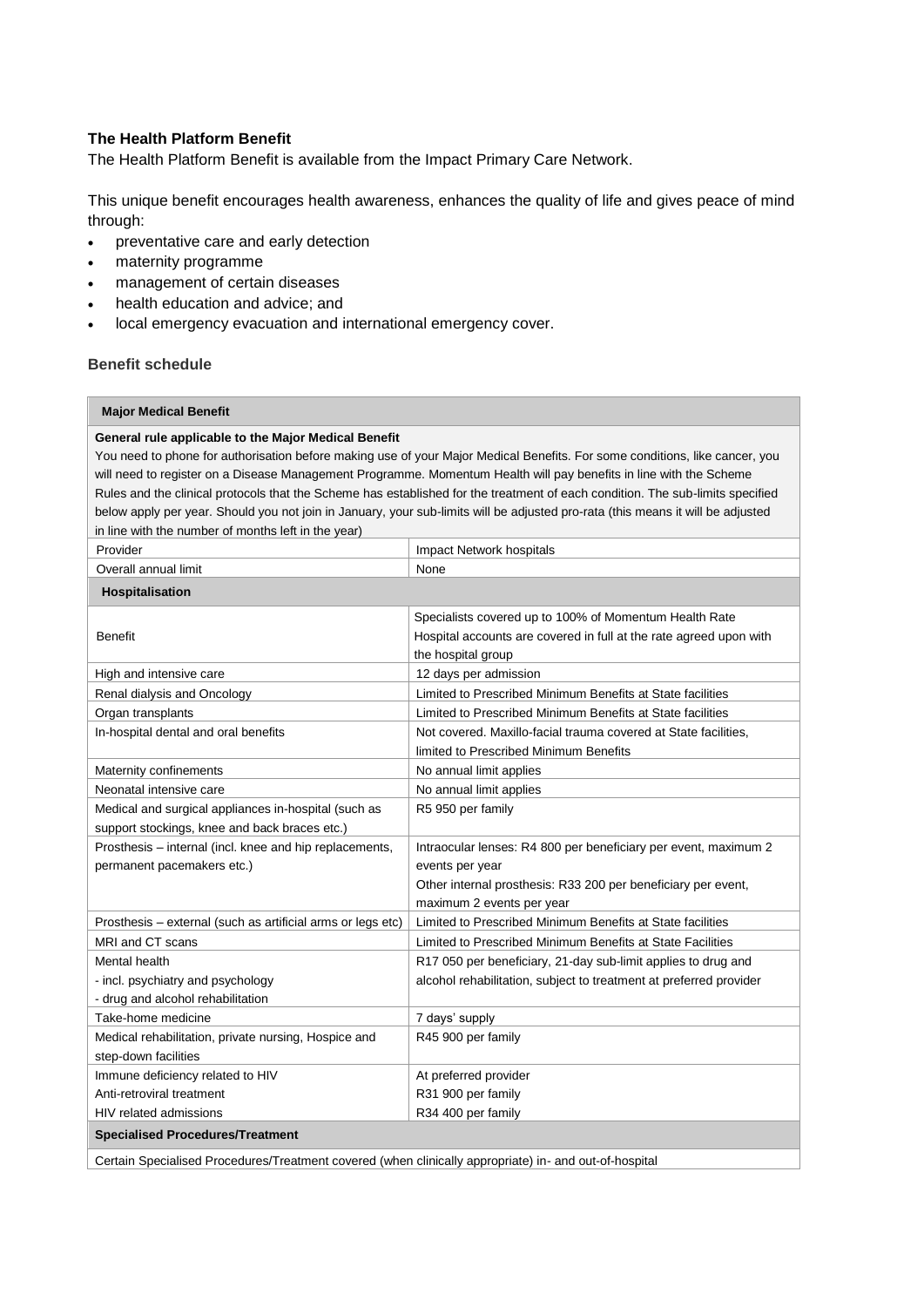### The Health Platform Benefit

The Health Platform Benefit is available from the Impact Primary Care Network.

This unique benefit encourages health awareness, enhances the quality of life and gives peace of mind through:

- preventative care and early detection
- maternity programme
- management of certain diseases
- health education and advice; and
- local emergency evacuation and international emergency cover.

#### Benefit schedule

| **Major Medical Benefit** | |
|---|---|
| **General rule applicable to the Major Medical Benefit**<br>You need to phone for authorisation before making use of your Major Medical Benefits. For some conditions, like cancer, you will need to register on a Disease Management Programme. Momentum Health will pay benefits in line with the Scheme Rules and the clinical protocols that the Scheme has established for the treatment of each condition. The sub-limits specified below apply per year. Should you not join in January, your sub-limits will be adjusted pro-rata (this means it will be adjusted in line with the number of months left in the year) | |
| Provider | Impact Network hospitals |
| Overall annual limit | None |
| **Hospitalisation** | |
| Benefit | Specialists covered up to 100% of Momentum Health Rate<br>Hospital accounts are covered in full at the rate agreed upon with the hospital group |
| High and intensive care | 12 days per admission |
| Renal dialysis and Oncology | Limited to Prescribed Minimum Benefits at State facilities |
| Organ transplants | Limited to Prescribed Minimum Benefits at State facilities |
| In-hospital dental and oral benefits | Not covered. Maxillo-facial trauma covered at State facilities, limited to Prescribed Minimum Benefits |
| Maternity confinements | No annual limit applies |
| Neonatal intensive care | No annual limit applies |
| Medical and surgical appliances in-hospital (such as support stockings, knee and back braces etc.) | R5 950 per family |
| Prosthesis – internal (incl. knee and hip replacements, permanent pacemakers etc.) | Intraocular lenses: R4 800 per beneficiary per event, maximum 2 events per year<br>Other internal prosthesis: R33 200 per beneficiary per event, maximum 2 events per year |
| Prosthesis – external (such as artificial arms or legs etc) | Limited to Prescribed Minimum Benefits at State facilities |
| MRI and CT scans | Limited to Prescribed Minimum Benefits at State Facilities |
| Mental health<br>- incl. psychiatry and psychology<br>- drug and alcohol rehabilitation | R17 050 per beneficiary, 21-day sub-limit applies to drug and alcohol rehabilitation, subject to treatment at preferred provider |
| Take-home medicine | 7 days' supply |
| Medical rehabilitation, private nursing, Hospice and step-down facilities | R45 900 per family |
| Immune deficiency related to HIV<br>Anti-retroviral treatment<br>HIV related admissions | At preferred provider<br>R31 900 per family<br>R34 400 per family |
| **Specialised Procedures/Treatment** | |
| Certain Specialised Procedures/Treatment covered (when clinically appropriate) in- and out-of-hospital | |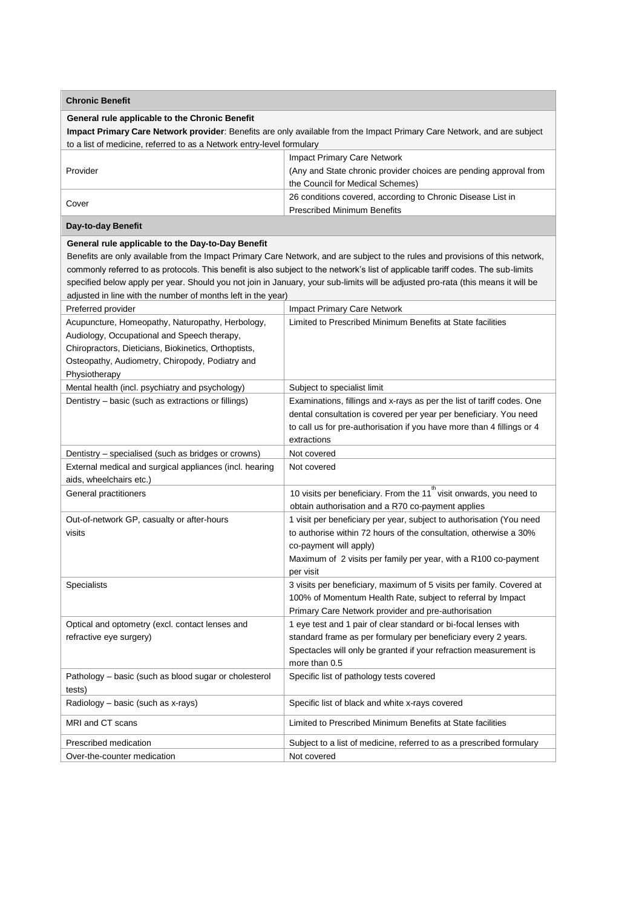| Chronic Benefit | |
|---|---|
| **General rule applicable to the Chronic Benefit**<br>**Impact Primary Care Network provider**: Benefits are only available from the Impact Primary Care Network, and are subject to a list of medicine, referred to as a Network entry-level formulary | |
| Provider | Impact Primary Care Network<br>(Any and State chronic provider choices are pending approval from the Council for Medical Schemes) |
| Cover | 26 conditions covered, according to Chronic Disease List in Prescribed Minimum Benefits |

| Day-to-day Benefit | |
|---|---|
| **General rule applicable to the Day-to-Day Benefit**<br>Benefits are only available from the Impact Primary Care Network, and are subject to the rules and provisions of this network, commonly referred to as protocols. This benefit is also subject to the network's list of applicable tariff codes. The sub-limits specified below apply per year. Should you not join in January, your sub-limits will be adjusted pro-rata (this means it will be adjusted in line with the number of months left in the year) | |
| Preferred provider | Impact Primary Care Network |
| Acupuncture, Homeopathy, Naturopathy, Herbology, Audiology, Occupational and Speech therapy, Chiropractors, Dieticians, Biokinetics, Orthoptists, Osteopathy, Audiometry, Chiropody, Podiatry and Physiotherapy | Limited to Prescribed Minimum Benefits at State facilities |
| Mental health (incl. psychiatry and psychology) | Subject to specialist limit |
| Dentistry – basic (such as extractions or fillings) | Examinations, fillings and x-rays as per the list of tariff codes. One dental consultation is covered per year per beneficiary. You need to call us for pre-authorisation if you have more than 4 fillings or 4 extractions |
| Dentistry – specialised (such as bridges or crowns) | Not covered |
| External medical and surgical appliances (incl. hearing aids, wheelchairs etc.) | Not covered |
| General practitioners | 10 visits per beneficiary. From the 11th visit onwards, you need to obtain authorisation and a R70 co-payment applies |
| Out-of-network GP, casualty or after-hours visits | 1 visit per beneficiary per year, subject to authorisation (You need to authorise within 72 hours of the consultation, otherwise a 30% co-payment will apply)<br>Maximum of 2 visits per family per year, with a R100 co-payment per visit |
| Specialists | 3 visits per beneficiary, maximum of 5 visits per family. Covered at 100% of Momentum Health Rate, subject to referral by Impact Primary Care Network provider and pre-authorisation |
| Optical and optometry (excl. contact lenses and refractive eye surgery) | 1 eye test and 1 pair of clear standard or bi-focal lenses with standard frame as per formulary per beneficiary every 2 years. Spectacles will only be granted if your refraction measurement is more than 0.5 |
| Pathology – basic (such as blood sugar or cholesterol tests) | Specific list of pathology tests covered |
| Radiology – basic (such as x-rays) | Specific list of black and white x-rays covered |
| MRI and CT scans | Limited to Prescribed Minimum Benefits at State facilities |
| Prescribed medication | Subject to a list of medicine, referred to as a prescribed formulary |
| Over-the-counter medication | Not covered |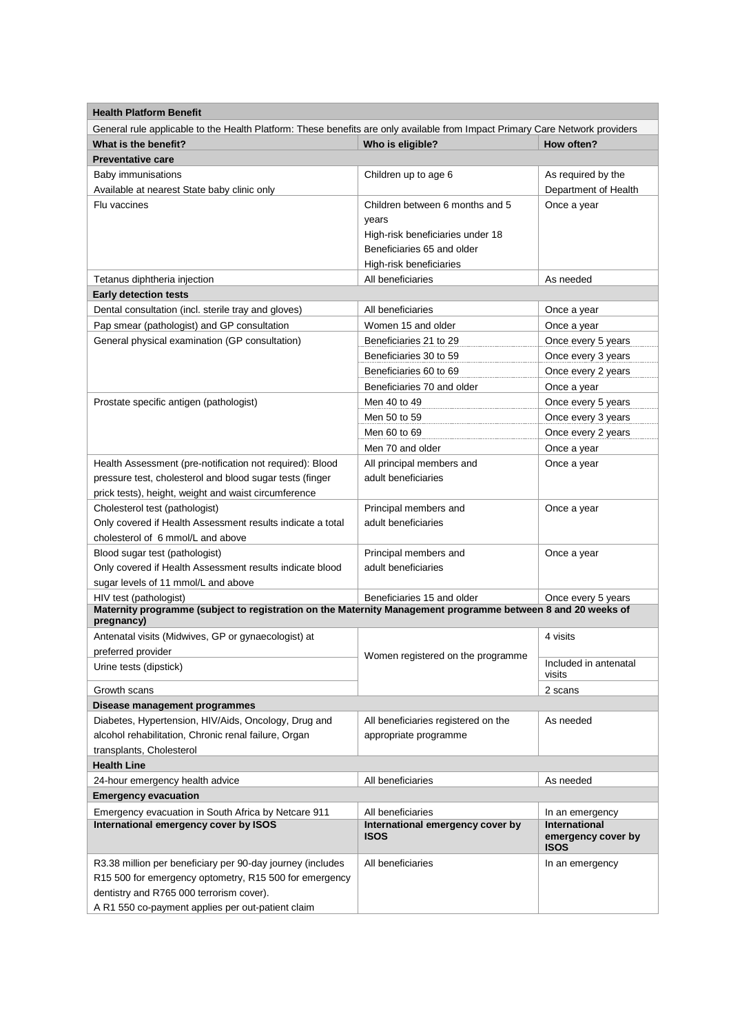| Health Platform Benefit | | |
|---|---|---|
| General rule applicable to the Health Platform: These benefits are only available from Impact Primary Care Network providers | | |
| **What is the benefit?** | **Who is eligible?** | **How often?** |
| **Preventative care** | | |
| Baby immunisations<br>Available at nearest State baby clinic only | Children up to age 6 | As required by the Department of Health |
| Flu vaccines | Children between 6 months and 5 years<br>High-risk beneficiaries under 18<br>Beneficiaries 65 and older<br>High-risk beneficiaries | Once a year |
| Tetanus diphtheria injection | All beneficiaries | As needed |
| **Early detection tests** | | |
| Dental consultation (incl. sterile tray and gloves) | All beneficiaries | Once a year |
| Pap smear (pathologist) and GP consultation | Women 15 and older | Once a year |
| General physical examination (GP consultation) | Beneficiaries 21 to 29 | Once every 5 years |
| | Beneficiaries 30 to 59 | Once every 3 years |
| | Beneficiaries 60 to 69 | Once every 2 years |
| | Beneficiaries 70 and older | Once a year |
| Prostate specific antigen (pathologist) | Men 40 to 49 | Once every 5 years |
| | Men 50 to 59 | Once every 3 years |
| | Men 60 to 69 | Once every 2 years |
| | Men 70 and older | Once a year |
| Health Assessment (pre-notification not required): Blood pressure test, cholesterol and blood sugar tests (finger prick tests), height, weight and waist circumference | All principal members and adult beneficiaries | Once a year |
| Cholesterol test (pathologist)<br>Only covered if Health Assessment results indicate a total cholesterol of 6 mmol/L and above | Principal members and adult beneficiaries | Once a year |
| Blood sugar test (pathologist)<br>Only covered if Health Assessment results indicate blood sugar levels of 11 mmol/L and above | Principal members and adult beneficiaries | Once a year |
| HIV test (pathologist) | Beneficiaries 15 and older | Once every 5 years |
| **Maternity programme (subject to registration on the Maternity Management programme between 8 and 20 weeks of pregnancy)** | | |
| Antenatal visits (Midwives, GP or gynaecologist) at preferred provider | Women registered on the programme | 4 visits |
| Urine tests (dipstick) | | Included in antenatal visits |
| Growth scans | | 2 scans |
| **Disease management programmes** | | |
| Diabetes, Hypertension, HIV/Aids, Oncology, Drug and alcohol rehabilitation, Chronic renal failure, Organ transplants, Cholesterol | All beneficiaries registered on the appropriate programme | As needed |
| **Health Line** | | |
| 24-hour emergency health advice | All beneficiaries | As needed |
| **Emergency evacuation** | | |
| Emergency evacuation in South Africa by Netcare 911 | All beneficiaries | In an emergency |
| **International emergency cover by ISOS** | **International emergency cover by ISOS** | **International emergency cover by ISOS** |
| R3.38 million per beneficiary per 90-day journey (includes R15 500 for emergency optometry, R15 500 for emergency dentistry and R765 000 terrorism cover).<br>A R1 550 co-payment applies per out-patient claim | All beneficiaries | In an emergency |